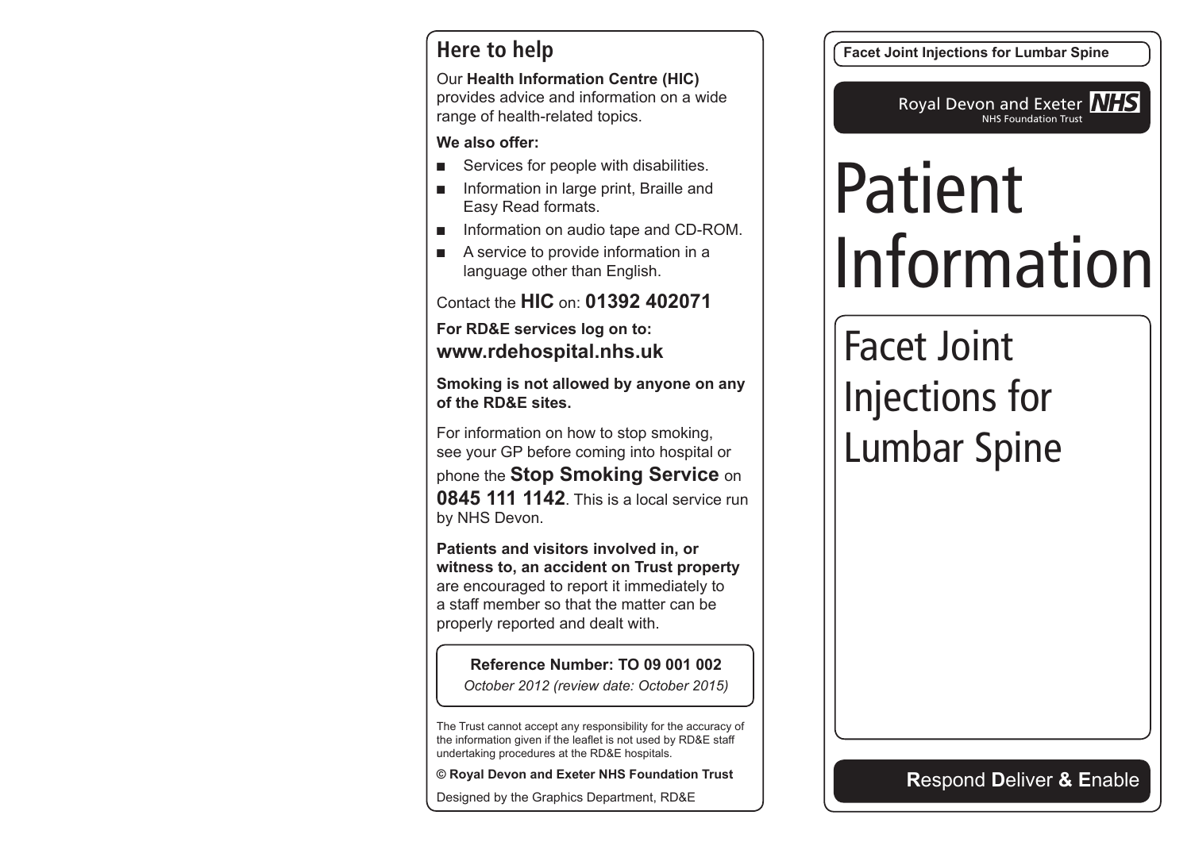## Here to help

Our **Health Information Centre (HIC)** provides advice and information on a wide range of health-related topics.

**We also offer:**

- Services for people with disabilities.
- Information in large print, Braille and Easy Read formats.
- Information on audio tape and CD-ROM.
- A service to provide information in a language other than English.

Contact the **HIC** on: **01392 402071**

**For RD&E services log on to:**
**www.rdehospital.nhs.uk**

**Smoking is not allowed by anyone on any of the RD&E sites.**

For information on how to stop smoking, see your GP before coming into hospital or phone the **Stop Smoking Service** on **0845 111 1142**. This is a local service run by NHS Devon.

**Patients and visitors involved in, or witness to, an accident on Trust property** are encouraged to report it immediately to a staff member so that the matter can be properly reported and dealt with.

**Reference Number: TO 09 001 002**
*October 2012 (review date: October 2015)*

The Trust cannot accept any responsibility for the accuracy of the information given if the leaflet is not used by RD&E staff undertaking procedures at the RD&E hospitals.

**© Royal Devon and Exeter NHS Foundation Trust**

Designed by the Graphics Department, RD&E

**Facet Joint Injections for Lumbar Spine**

Royal Devon and Exeter **NHS**
NHS Foundation Trust

# Patient Information

## Facet Joint Injections for Lumbar Spine

**R**espond **D**eliver **& E**nable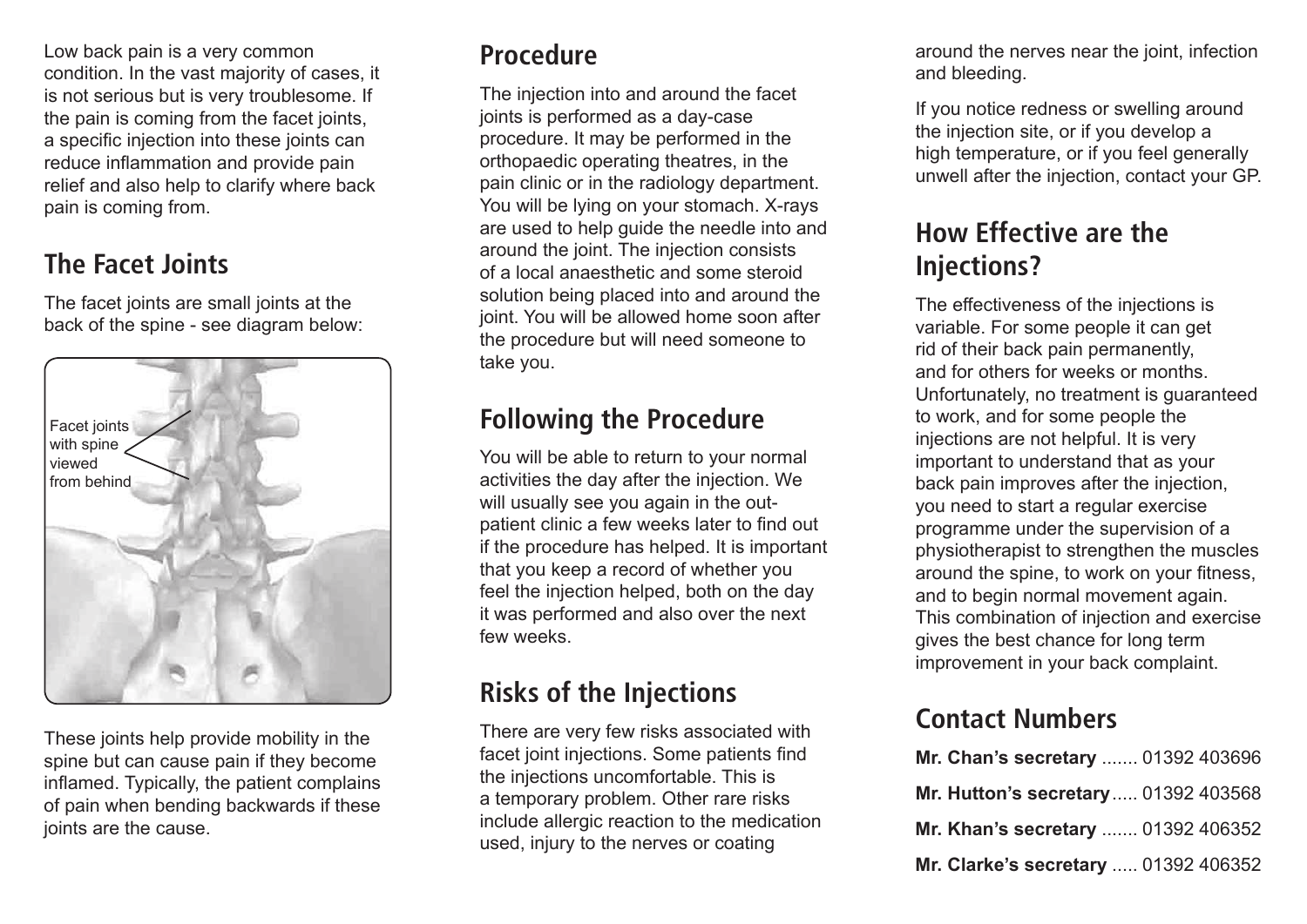Low back pain is a very common condition. In the vast majority of cases, it is not serious but is very troublesome. If the pain is coming from the facet joints, a specific injection into these joints can reduce inflammation and provide pain relief and also help to clarify where back pain is coming from.

## The Facet Joints

The facet joints are small joints at the back of the spine - see diagram below:

Facet joints with spine viewed from behind

These joints help provide mobility in the spine but can cause pain if they become inflamed. Typically, the patient complains of pain when bending backwards if these joints are the cause.

## Procedure

The injection into and around the facet joints is performed as a day-case procedure. It may be performed in the orthopaedic operating theatres, in the pain clinic or in the radiology department. You will be lying on your stomach. X-rays are used to help guide the needle into and around the joint. The injection consists of a local anaesthetic and some steroid solution being placed into and around the joint. You will be allowed home soon after the procedure but will need someone to take you.

## Following the Procedure

You will be able to return to your normal activities the day after the injection. We will usually see you again in the out-patient clinic a few weeks later to find out if the procedure has helped. It is important that you keep a record of whether you feel the injection helped, both on the day it was performed and also over the next few weeks.

## Risks of the Injections

There are very few risks associated with facet joint injections. Some patients find the injections uncomfortable. This is a temporary problem. Other rare risks include allergic reaction to the medication used, injury to the nerves or coating around the nerves near the joint, infection and bleeding.

If you notice redness or swelling around the injection site, or if you develop a high temperature, or if you feel generally unwell after the injection, contact your GP.

## How Effective are the Injections?

The effectiveness of the injections is variable. For some people it can get rid of their back pain permanently, and for others for weeks or months. Unfortunately, no treatment is guaranteed to work, and for some people the injections are not helpful. It is very important to understand that as your back pain improves after the injection, you need to start a regular exercise programme under the supervision of a physiotherapist to strengthen the muscles around the spine, to work on your fitness, and to begin normal movement again. This combination of injection and exercise gives the best chance for long term improvement in your back complaint.

## Contact Numbers

**Mr. Chan's secretary** ....... 01392 403696

**Mr. Hutton's secretary**..... 01392 403568

**Mr. Khan's secretary** ....... 01392 406352

**Mr. Clarke's secretary** ..... 01392 406352